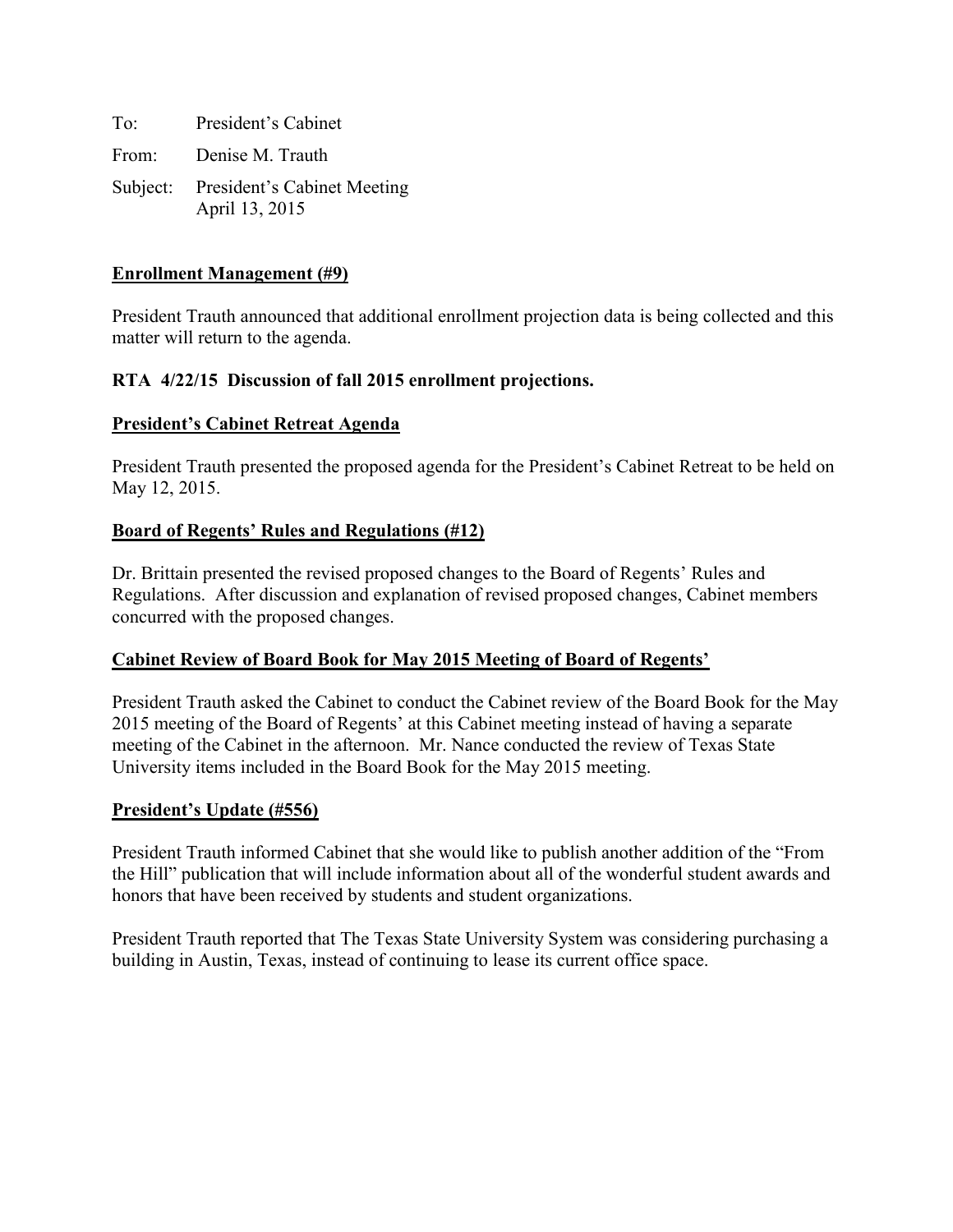To: President's Cabinet

From: Denise M. Trauth

Subject: President's Cabinet Meeting
April 13, 2015

**<u>Enrollment Management (#9)</u>**

President Trauth announced that additional enrollment projection data is being collected and this matter will return to the agenda.

**RTA 4/22/15 Discussion of fall 2015 enrollment projections.**

**<u>President's Cabinet Retreat Agenda</u>**

President Trauth presented the proposed agenda for the President's Cabinet Retreat to be held on May 12, 2015.

**<u>Board of Regents' Rules and Regulations (#12)</u>**

Dr. Brittain presented the revised proposed changes to the Board of Regents' Rules and Regulations. After discussion and explanation of revised proposed changes, Cabinet members concurred with the proposed changes.

**<u>Cabinet Review of Board Book for May 2015 Meeting of Board of Regents'</u>**

President Trauth asked the Cabinet to conduct the Cabinet review of the Board Book for the May 2015 meeting of the Board of Regents' at this Cabinet meeting instead of having a separate meeting of the Cabinet in the afternoon. Mr. Nance conducted the review of Texas State University items included in the Board Book for the May 2015 meeting.

**<u>President's Update (#556)</u>**

President Trauth informed Cabinet that she would like to publish another addition of the "From the Hill" publication that will include information about all of the wonderful student awards and honors that have been received by students and student organizations.

President Trauth reported that The Texas State University System was considering purchasing a building in Austin, Texas, instead of continuing to lease its current office space.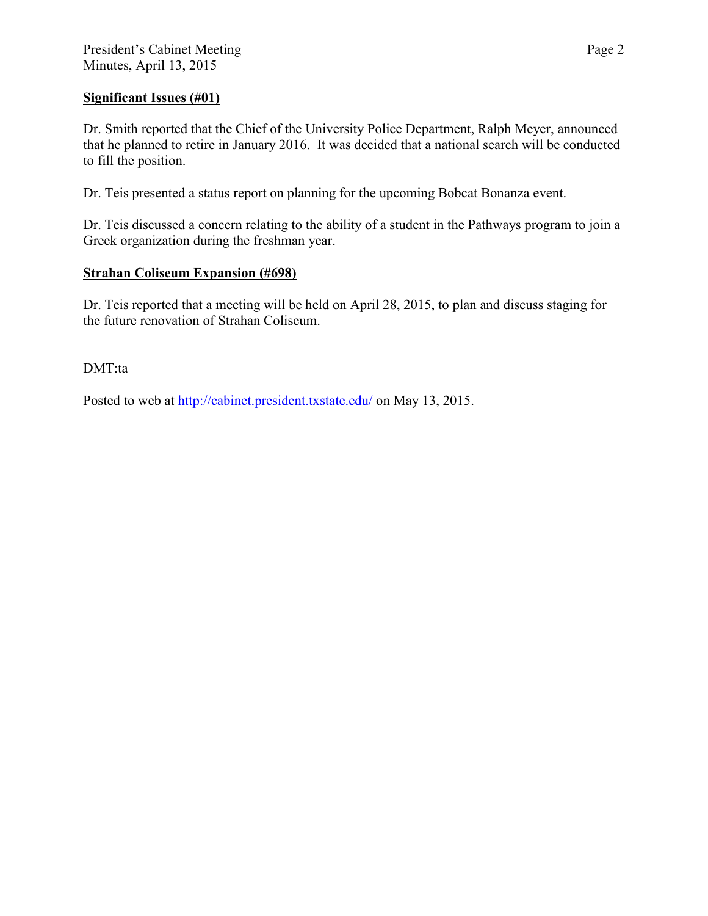**Significant Issues (#01)**

Dr. Smith reported that the Chief of the University Police Department, Ralph Meyer, announced that he planned to retire in January 2016. It was decided that a national search will be conducted to fill the position.

Dr. Teis presented a status report on planning for the upcoming Bobcat Bonanza event.

Dr. Teis discussed a concern relating to the ability of a student in the Pathways program to join a Greek organization during the freshman year.

**Strahan Coliseum Expansion (#698)**

Dr. Teis reported that a meeting will be held on April 28, 2015, to plan and discuss staging for the future renovation of Strahan Coliseum.

DMT:ta

Posted to web at http://cabinet.president.txstate.edu/ on May 13, 2015.